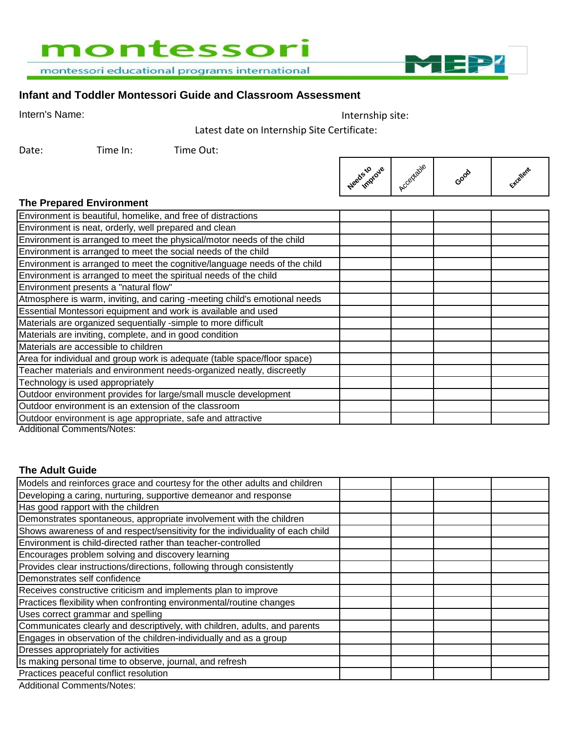montessori

montessori educational programs international

MEPI

## Infant and Toddler Montessori Guide and Classroom Assessment

Intern's Name: Internship site:

Latest date on Internship Site Certificate:

Date: Time In: Time Out:

| The Prepared Environment | Needs to Improve | Acceptable | Good | Excellent |
|---|---|---|---|---|
| Environment is beautiful, homelike, and free of distractions | | | | |
| Environment is neat, orderly, well prepared and clean | | | | |
| Environment is arranged to meet the physical/motor needs of the child | | | | |
| Environment is arranged to meet the social needs of the child | | | | |
| Environment is arranged to meet the cognitive/language needs of the child | | | | |
| Environment is arranged to meet the spiritual needs of the child | | | | |
| Environment presents a "natural flow" | | | | |
| Atmosphere is warm, inviting, and caring -meeting child's emotional needs | | | | |
| Essential Montessori equipment and work is available and used | | | | |
| Materials are organized sequentially -simple to more difficult | | | | |
| Materials are inviting, complete, and in good condition | | | | |
| Materials are accessible to children | | | | |
| Area for individual and group work is adequate (table space/floor space) | | | | |
| Teacher materials and environment needs-organized neatly, discreetly | | | | |
| Technology is used appropriately | | | | |
| Outdoor environment provides for large/small muscle development | | | | |
| Outdoor environment is an extension of the classroom | | | | |
| Outdoor environment is age appropriate, safe and attractive | | | | |

Additional Comments/Notes:

| The Adult Guide | Needs to Improve | Acceptable | Good | Excellent |
|---|---|---|---|---|
| Models and reinforces grace and courtesy for the other adults and children | | | | |
| Developing a caring, nurturing, supportive demeanor and response | | | | |
| Has good rapport with the children | | | | |
| Demonstrates spontaneous, appropriate involvement with the children | | | | |
| Shows awareness of and respect/sensitivity for the individuality of each child | | | | |
| Environment is child-directed rather than teacher-controlled | | | | |
| Encourages problem solving and discovery learning | | | | |
| Provides clear instructions/directions, following through consistently | | | | |
| Demonstrates self confidence | | | | |
| Receives constructive criticism and implements plan to improve | | | | |
| Practices flexibility when confronting environmental/routine changes | | | | |
| Uses correct grammar and spelling | | | | |
| Communicates clearly and descriptively, with children, adults, and parents | | | | |
| Engages in observation of the children-individually and as a group | | | | |
| Dresses appropriately for activities | | | | |
| Is making personal time to observe, journal, and refresh | | | | |
| Practices peaceful conflict resolution | | | | |

Additional Comments/Notes: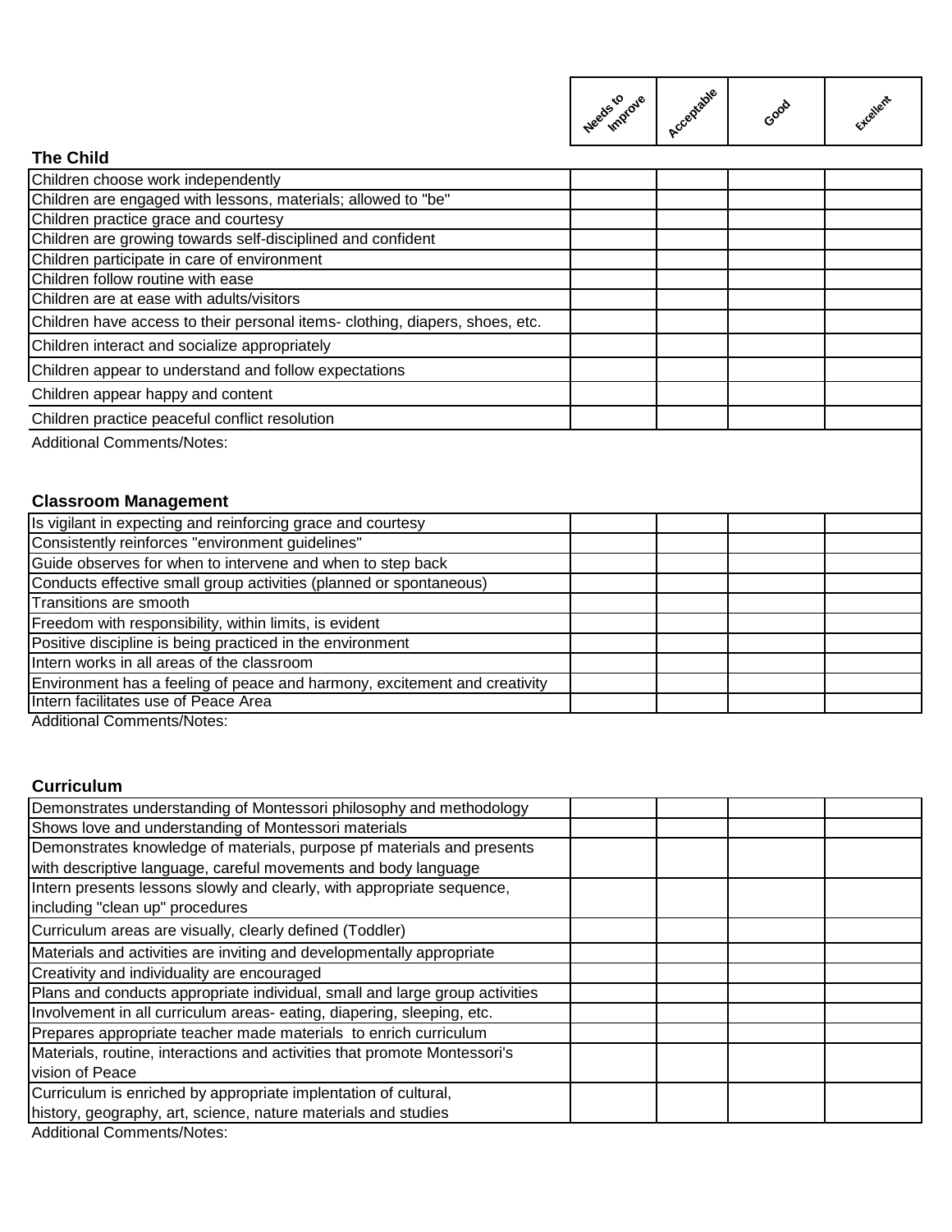| | Needs to Improve | Acceptable | Good | Excellent |
|---|---|---|---|---|
| **The Child** | | | | |
| Children choose work independently | | | | |
| Children are engaged with lessons, materials; allowed to "be" | | | | |
| Children practice grace and courtesy | | | | |
| Children are growing towards self-disciplined and confident | | | | |
| Children participate in care of environment | | | | |
| Children follow routine with ease | | | | |
| Children are at ease with adults/visitors | | | | |
| Children have access to their personal items- clothing, diapers, shoes, etc. | | | | |
| Children interact and socialize appropriately | | | | |
| Children appear to understand and follow expectations | | | | |
| Children appear happy and content | | | | |
| Children practice peaceful conflict resolution | | | | |

Additional Comments/Notes:

| **Classroom Management** | | | | |
|---|---|---|---|---|
| Is vigilant in expecting and reinforcing grace and courtesy | | | | |
| Consistently reinforces "environment guidelines" | | | | |
| Guide observes for when to intervene and when to step back | | | | |
| Conducts effective small group activities (planned or spontaneous) | | | | |
| Transitions are smooth | | | | |
| Freedom with responsibility, within limits, is evident | | | | |
| Positive discipline is being practiced in the environment | | | | |
| Intern works in all areas of the classroom | | | | |
| Environment has a feeling of peace and harmony, excitement and creativity | | | | |
| Intern facilitates use of Peace Area | | | | |

Additional Comments/Notes:

| **Curriculum** | | | | |
|---|---|---|---|---|
| Demonstrates understanding of Montessori philosophy and methodology | | | | |
| Shows love and understanding of Montessori materials | | | | |
| Demonstrates knowledge of materials, purpose pf materials and presents with descriptive language, careful movements and body language | | | | |
| Intern presents lessons slowly and clearly, with appropriate sequence, including "clean up" procedures | | | | |
| Curriculum areas are visually, clearly defined (Toddler) | | | | |
| Materials and activities are inviting and developmentally appropriate | | | | |
| Creativity and individuality are encouraged | | | | |
| Plans and conducts appropriate individual, small and large group activities | | | | |
| Involvement in all curriculum areas- eating, diapering, sleeping, etc. | | | | |
| Prepares appropriate teacher made materials to enrich curriculum | | | | |
| Materials, routine, interactions and activities that promote Montessori's vision of Peace | | | | |
| Curriculum is enriched by appropriate implentation of cultural, history, geography, art, science, nature materials and studies | | | | |

Additional Comments/Notes: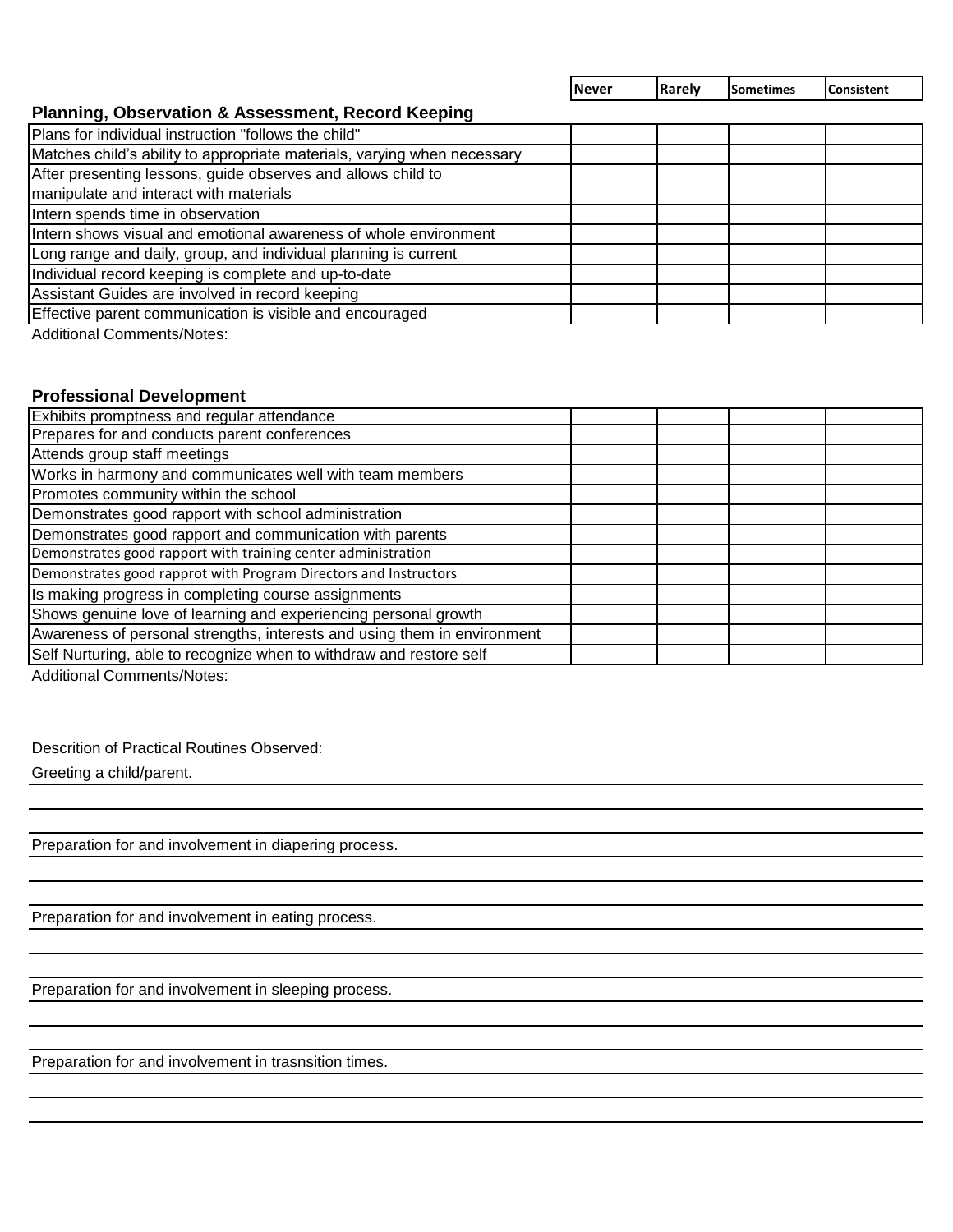| | Never | Rarely | Sometimes | Consistent |
|---|---|---|---|---|

**Planning, Observation & Assessment, Record Keeping**

| | Never | Rarely | Sometimes | Consistent |
|---|---|---|---|---|
| Plans for individual instruction "follows the child" | | | | |
| Matches child's ability to appropriate materials, varying when necessary | | | | |
| After presenting lessons, guide observes and allows child to manipulate and interact with materials | | | | |
| Intern spends time in observation | | | | |
| Intern shows visual and emotional awareness of whole environment | | | | |
| Long range and daily, group, and individual planning is current | | | | |
| Individual record keeping is complete and up-to-date | | | | |
| Assistant Guides are involved in record keeping | | | | |
| Effective parent communication is visible and encouraged | | | | |

Additional Comments/Notes:

**Professional Development**

| | Never | Rarely | Sometimes | Consistent |
|---|---|---|---|---|
| Exhibits promptness and regular attendance | | | | |
| Prepares for and conducts parent conferences | | | | |
| Attends group staff meetings | | | | |
| Works in harmony and communicates well with team members | | | | |
| Promotes community within the school | | | | |
| Demonstrates good rapport with school administration | | | | |
| Demonstrates good rapport and communication with parents | | | | |
| Demonstrates good rapport with training center administration | | | | |
| Demonstrates good rapprot with Program Directors and Instructors | | | | |
| Is making progress in completing course assignments | | | | |
| Shows genuine love of learning and experiencing personal growth | | | | |
| Awareness of personal strengths, interests and using them in environment | | | | |
| Self Nurturing, able to recognize when to withdraw and restore self | | | | |

Additional Comments/Notes:

Descrition of Practical Routines Observed:

Greeting a child/parent.

Preparation for and involvement in diapering process.

Preparation for and involvement in eating process.

Preparation for and involvement in sleeping process.

Preparation for and involvement in trasnsition times.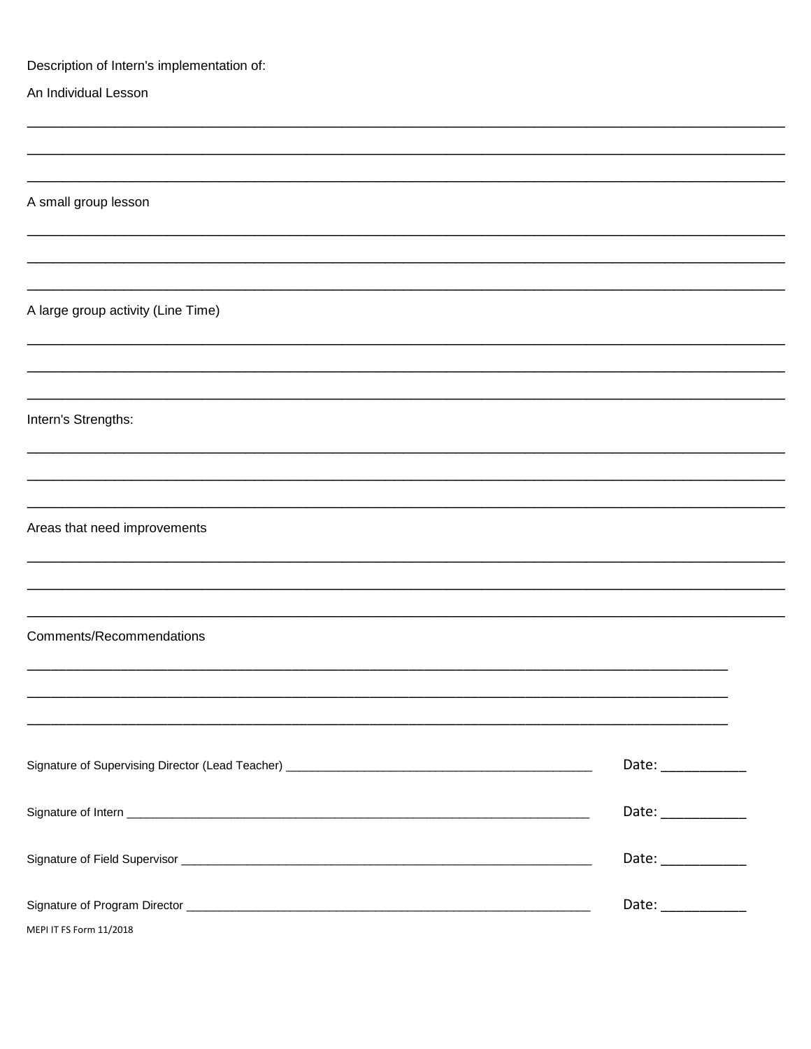Description of Intern's implementation of:

An Individual Lesson

\_\_\_\_\_\_\_\_\_\_\_\_\_\_\_\_\_\_\_\_\_\_\_\_\_\_\_\_\_\_\_\_\_\_\_\_\_\_\_\_\_\_\_\_\_\_\_\_\_\_\_\_\_\_\_\_\_\_\_\_\_\_\_\_\_\_\_\_\_\_\_\_\_\_\_\_\_\_

\_\_\_\_\_\_\_\_\_\_\_\_\_\_\_\_\_\_\_\_\_\_\_\_\_\_\_\_\_\_\_\_\_\_\_\_\_\_\_\_\_\_\_\_\_\_\_\_\_\_\_\_\_\_\_\_\_\_\_\_\_\_\_\_\_\_\_\_\_\_\_\_\_\_\_\_\_\_

\_\_\_\_\_\_\_\_\_\_\_\_\_\_\_\_\_\_\_\_\_\_\_\_\_\_\_\_\_\_\_\_\_\_\_\_\_\_\_\_\_\_\_\_\_\_\_\_\_\_\_\_\_\_\_\_\_\_\_\_\_\_\_\_\_\_\_\_\_\_\_\_\_\_\_\_\_\_

A small group lesson

\_\_\_\_\_\_\_\_\_\_\_\_\_\_\_\_\_\_\_\_\_\_\_\_\_\_\_\_\_\_\_\_\_\_\_\_\_\_\_\_\_\_\_\_\_\_\_\_\_\_\_\_\_\_\_\_\_\_\_\_\_\_\_\_\_\_\_\_\_\_\_\_\_\_\_\_\_\_

\_\_\_\_\_\_\_\_\_\_\_\_\_\_\_\_\_\_\_\_\_\_\_\_\_\_\_\_\_\_\_\_\_\_\_\_\_\_\_\_\_\_\_\_\_\_\_\_\_\_\_\_\_\_\_\_\_\_\_\_\_\_\_\_\_\_\_\_\_\_\_\_\_\_\_\_\_\_

\_\_\_\_\_\_\_\_\_\_\_\_\_\_\_\_\_\_\_\_\_\_\_\_\_\_\_\_\_\_\_\_\_\_\_\_\_\_\_\_\_\_\_\_\_\_\_\_\_\_\_\_\_\_\_\_\_\_\_\_\_\_\_\_\_\_\_\_\_\_\_\_\_\_\_\_\_\_

A large group activity (Line Time)

\_\_\_\_\_\_\_\_\_\_\_\_\_\_\_\_\_\_\_\_\_\_\_\_\_\_\_\_\_\_\_\_\_\_\_\_\_\_\_\_\_\_\_\_\_\_\_\_\_\_\_\_\_\_\_\_\_\_\_\_\_\_\_\_\_\_\_\_\_\_\_\_\_\_\_\_\_\_

\_\_\_\_\_\_\_\_\_\_\_\_\_\_\_\_\_\_\_\_\_\_\_\_\_\_\_\_\_\_\_\_\_\_\_\_\_\_\_\_\_\_\_\_\_\_\_\_\_\_\_\_\_\_\_\_\_\_\_\_\_\_\_\_\_\_\_\_\_\_\_\_\_\_\_\_\_\_

\_\_\_\_\_\_\_\_\_\_\_\_\_\_\_\_\_\_\_\_\_\_\_\_\_\_\_\_\_\_\_\_\_\_\_\_\_\_\_\_\_\_\_\_\_\_\_\_\_\_\_\_\_\_\_\_\_\_\_\_\_\_\_\_\_\_\_\_\_\_\_\_\_\_\_\_\_\_

Intern's Strengths:

\_\_\_\_\_\_\_\_\_\_\_\_\_\_\_\_\_\_\_\_\_\_\_\_\_\_\_\_\_\_\_\_\_\_\_\_\_\_\_\_\_\_\_\_\_\_\_\_\_\_\_\_\_\_\_\_\_\_\_\_\_\_\_\_\_\_\_\_\_\_\_\_\_\_\_\_\_\_

\_\_\_\_\_\_\_\_\_\_\_\_\_\_\_\_\_\_\_\_\_\_\_\_\_\_\_\_\_\_\_\_\_\_\_\_\_\_\_\_\_\_\_\_\_\_\_\_\_\_\_\_\_\_\_\_\_\_\_\_\_\_\_\_\_\_\_\_\_\_\_\_\_\_\_\_\_\_

\_\_\_\_\_\_\_\_\_\_\_\_\_\_\_\_\_\_\_\_\_\_\_\_\_\_\_\_\_\_\_\_\_\_\_\_\_\_\_\_\_\_\_\_\_\_\_\_\_\_\_\_\_\_\_\_\_\_\_\_\_\_\_\_\_\_\_\_\_\_\_\_\_\_\_\_\_\_

Areas that need improvements

\_\_\_\_\_\_\_\_\_\_\_\_\_\_\_\_\_\_\_\_\_\_\_\_\_\_\_\_\_\_\_\_\_\_\_\_\_\_\_\_\_\_\_\_\_\_\_\_\_\_\_\_\_\_\_\_\_\_\_\_\_\_\_\_\_\_\_\_\_\_\_\_\_\_\_\_\_\_

\_\_\_\_\_\_\_\_\_\_\_\_\_\_\_\_\_\_\_\_\_\_\_\_\_\_\_\_\_\_\_\_\_\_\_\_\_\_\_\_\_\_\_\_\_\_\_\_\_\_\_\_\_\_\_\_\_\_\_\_\_\_\_\_\_\_\_\_\_\_\_\_\_\_\_\_\_\_

\_\_\_\_\_\_\_\_\_\_\_\_\_\_\_\_\_\_\_\_\_\_\_\_\_\_\_\_\_\_\_\_\_\_\_\_\_\_\_\_\_\_\_\_\_\_\_\_\_\_\_\_\_\_\_\_\_\_\_\_\_\_\_\_\_\_\_\_\_\_\_\_\_\_\_\_\_\_

Comments/Recommendations

\_\_\_\_\_\_\_\_\_\_\_\_\_\_\_\_\_\_\_\_\_\_\_\_\_\_\_\_\_\_\_\_\_\_\_\_\_\_\_\_\_\_\_\_\_\_\_\_\_\_\_\_\_\_\_\_\_\_\_\_\_\_\_\_\_\_\_\_\_\_\_\_\_\_\_\_

\_\_\_\_\_\_\_\_\_\_\_\_\_\_\_\_\_\_\_\_\_\_\_\_\_\_\_\_\_\_\_\_\_\_\_\_\_\_\_\_\_\_\_\_\_\_\_\_\_\_\_\_\_\_\_\_\_\_\_\_\_\_\_\_\_\_\_\_\_\_\_\_\_\_\_\_

\_\_\_\_\_\_\_\_\_\_\_\_\_\_\_\_\_\_\_\_\_\_\_\_\_\_\_\_\_\_\_\_\_\_\_\_\_\_\_\_\_\_\_\_\_\_\_\_\_\_\_\_\_\_\_\_\_\_\_\_\_\_\_\_\_\_\_\_\_\_\_\_\_\_\_\_

Signature of Supervising Director (Lead Teacher) \_\_\_\_\_\_\_\_\_\_\_\_\_\_\_\_\_\_\_\_\_\_\_\_\_\_\_\_\_\_\_\_\_\_\_\_\_\_\_\_\_\_\_\_ Date: \_\_\_\_\_\_\_\_\_\_\_

Signature of Intern \_\_\_\_\_\_\_\_\_\_\_\_\_\_\_\_\_\_\_\_\_\_\_\_\_\_\_\_\_\_\_\_\_\_\_\_\_\_\_\_\_\_\_\_\_\_\_\_\_\_\_\_\_\_\_\_\_\_\_\_\_\_\_\_\_\_\_\_\_\_ Date: \_\_\_\_\_\_\_\_\_\_\_

Signature of Field Supervisor \_\_\_\_\_\_\_\_\_\_\_\_\_\_\_\_\_\_\_\_\_\_\_\_\_\_\_\_\_\_\_\_\_\_\_\_\_\_\_\_\_\_\_\_\_\_\_\_\_\_\_\_\_\_\_\_\_\_\_\_\_\_ Date: \_\_\_\_\_\_\_\_\_\_\_

Signature of Program Director \_\_\_\_\_\_\_\_\_\_\_\_\_\_\_\_\_\_\_\_\_\_\_\_\_\_\_\_\_\_\_\_\_\_\_\_\_\_\_\_\_\_\_\_\_\_\_\_\_\_\_\_\_\_\_\_\_\_\_\_\_\_ Date: \_\_\_\_\_\_\_\_\_\_\_

MEPI IT FS Form 11/2018